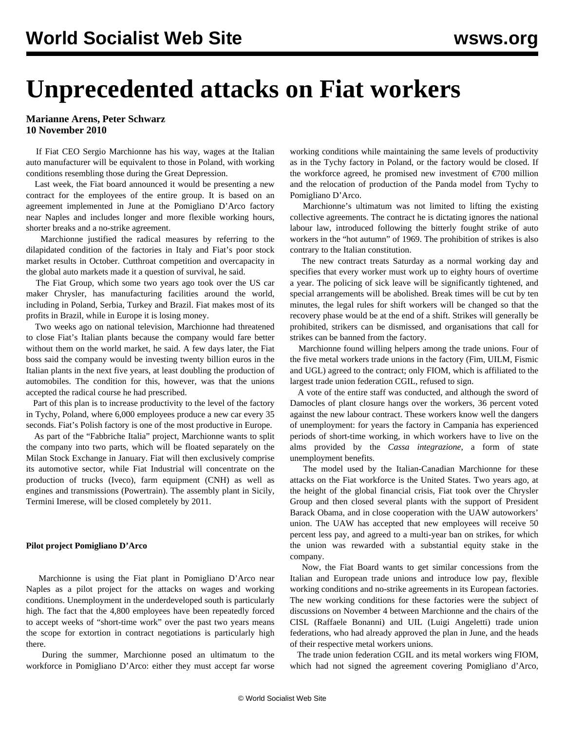# Unprecedented attacks on Fiat workers

**Marianne Arens, Peter Schwarz**
**10 November 2010**

If Fiat CEO Sergio Marchionne has his way, wages at the Italian auto manufacturer will be equivalent to those in Poland, with working conditions resembling those during the Great Depression.

Last week, the Fiat board announced it would be presenting a new contract for the employees of the entire group. It is based on an agreement implemented in June at the Pomigliano D'Arco factory near Naples and includes longer and more flexible working hours, shorter breaks and a no-strike agreement.

Marchionne justified the radical measures by referring to the dilapidated condition of the factories in Italy and Fiat's poor stock market results in October. Cutthroat competition and overcapacity in the global auto markets made it a question of survival, he said.

The Fiat Group, which some two years ago took over the US car maker Chrysler, has manufacturing facilities around the world, including in Poland, Serbia, Turkey and Brazil. Fiat makes most of its profits in Brazil, while in Europe it is losing money.

Two weeks ago on national television, Marchionne had threatened to close Fiat's Italian plants because the company would fare better without them on the world market, he said. A few days later, the Fiat boss said the company would be investing twenty billion euros in the Italian plants in the next five years, at least doubling the production of automobiles. The condition for this, however, was that the unions accepted the radical course he had prescribed.

Part of this plan is to increase productivity to the level of the factory in Tychy, Poland, where 6,000 employees produce a new car every 35 seconds. Fiat's Polish factory is one of the most productive in Europe.

As part of the "Fabbriche Italia" project, Marchionne wants to split the company into two parts, which will be floated separately on the Milan Stock Exchange in January. Fiat will then exclusively comprise its automotive sector, while Fiat Industrial will concentrate on the production of trucks (Iveco), farm equipment (CNH) as well as engines and transmissions (Powertrain). The assembly plant in Sicily, Termini Imerese, will be closed completely by 2011.

**Pilot project Pomigliano D'Arco**

Marchionne is using the Fiat plant in Pomigliano D'Arco near Naples as a pilot project for the attacks on wages and working conditions. Unemployment in the underdeveloped south is particularly high. The fact that the 4,800 employees have been repeatedly forced to accept weeks of "short-time work" over the past two years means the scope for extortion in contract negotiations is particularly high there.

During the summer, Marchionne posed an ultimatum to the workforce in Pomigliano D'Arco: either they must accept far worse working conditions while maintaining the same levels of productivity as in the Tychy factory in Poland, or the factory would be closed. If the workforce agreed, he promised new investment of €700 million and the relocation of production of the Panda model from Tychy to Pomigliano D'Arco.

Marchionne's ultimatum was not limited to lifting the existing collective agreements. The contract he is dictating ignores the national labour law, introduced following the bitterly fought strike of auto workers in the "hot autumn" of 1969. The prohibition of strikes is also contrary to the Italian constitution.

The new contract treats Saturday as a normal working day and specifies that every worker must work up to eighty hours of overtime a year. The policing of sick leave will be significantly tightened, and special arrangements will be abolished. Break times will be cut by ten minutes, the legal rules for shift workers will be changed so that the recovery phase would be at the end of a shift. Strikes will generally be prohibited, strikers can be dismissed, and organisations that call for strikes can be banned from the factory.

Marchionne found willing helpers among the trade unions. Four of the five metal workers trade unions in the factory (Fim, UILM, Fismic and UGL) agreed to the contract; only FIOM, which is affiliated to the largest trade union federation CGIL, refused to sign.

A vote of the entire staff was conducted, and although the sword of Damocles of plant closure hangs over the workers, 36 percent voted against the new labour contract. These workers know well the dangers of unemployment: for years the factory in Campania has experienced periods of short-time working, in which workers have to live on the alms provided by the *Cassa integrazione*, a form of state unemployment benefits.

The model used by the Italian-Canadian Marchionne for these attacks on the Fiat workforce is the United States. Two years ago, at the height of the global financial crisis, Fiat took over the Chrysler Group and then closed several plants with the support of President Barack Obama, and in close cooperation with the UAW autoworkers' union. The UAW has accepted that new employees will receive 50 percent less pay, and agreed to a multi-year ban on strikes, for which the union was rewarded with a substantial equity stake in the company.

Now, the Fiat Board wants to get similar concessions from the Italian and European trade unions and introduce low pay, flexible working conditions and no-strike agreements in its European factories. The new working conditions for these factories were the subject of discussions on November 4 between Marchionne and the chairs of the CISL (Raffaele Bonanni) and UIL (Luigi Angeletti) trade union federations, who had already approved the plan in June, and the heads of their respective metal workers unions.

The trade union federation CGIL and its metal workers wing FIOM, which had not signed the agreement covering Pomigliano d'Arco,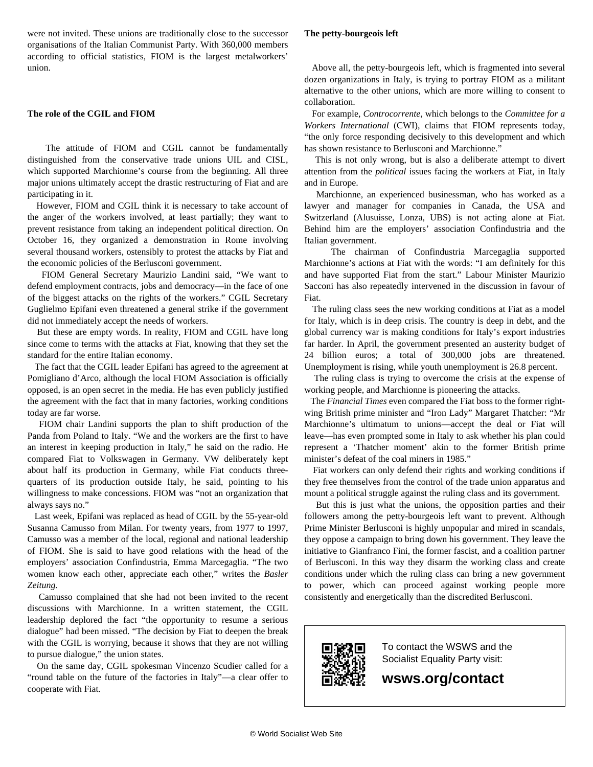were not invited. These unions are traditionally close to the successor organisations of the Italian Communist Party. With 360,000 members according to official statistics, FIOM is the largest metalworkers' union.

**The role of the CGIL and FIOM**

The attitude of FIOM and CGIL cannot be fundamentally distinguished from the conservative trade unions UIL and CISL, which supported Marchionne's course from the beginning. All three major unions ultimately accept the drastic restructuring of Fiat and are participating in it.

However, FIOM and CGIL think it is necessary to take account of the anger of the workers involved, at least partially; they want to prevent resistance from taking an independent political direction. On October 16, they organized a demonstration in Rome involving several thousand workers, ostensibly to protest the attacks by Fiat and the economic policies of the Berlusconi government.

FIOM General Secretary Maurizio Landini said, "We want to defend employment contracts, jobs and democracy—in the face of one of the biggest attacks on the rights of the workers." CGIL Secretary Guglielmo Epifani even threatened a general strike if the government did not immediately accept the needs of workers.

But these are empty words. In reality, FIOM and CGIL have long since come to terms with the attacks at Fiat, knowing that they set the standard for the entire Italian economy.

The fact that the CGIL leader Epifani has agreed to the agreement at Pomigliano d'Arco, although the local FIOM Association is officially opposed, is an open secret in the media. He has even publicly justified the agreement with the fact that in many factories, working conditions today are far worse.

FIOM chair Landini supports the plan to shift production of the Panda from Poland to Italy. "We and the workers are the first to have an interest in keeping production in Italy," he said on the radio. He compared Fiat to Volkswagen in Germany. VW deliberately kept about half its production in Germany, while Fiat conducts three-quarters of its production outside Italy, he said, pointing to his willingness to make concessions. FIOM was "not an organization that always says no."

Last week, Epifani was replaced as head of CGIL by the 55-year-old Susanna Camusso from Milan. For twenty years, from 1977 to 1997, Camusso was a member of the local, regional and national leadership of FIOM. She is said to have good relations with the head of the employers' association Confindustria, Emma Marcegaglia. "The two women know each other, appreciate each other," writes the *Basler Zeitung.*

Camusso complained that she had not been invited to the recent discussions with Marchionne. In a written statement, the CGIL leadership deplored the fact "the opportunity to resume a serious dialogue" had been missed. "The decision by Fiat to deepen the break with the CGIL is worrying, because it shows that they are not willing to pursue dialogue," the union states.

On the same day, CGIL spokesman Vincenzo Scudier called for a "round table on the future of the factories in Italy"—a clear offer to cooperate with Fiat.

**The petty-bourgeois left**

Above all, the petty-bourgeois left, which is fragmented into several dozen organizations in Italy, is trying to portray FIOM as a militant alternative to the other unions, which are more willing to consent to collaboration.

For example, *Controcorrente*, which belongs to the *Committee for a Workers International* (CWI), claims that FIOM represents today, "the only force responding decisively to this development and which has shown resistance to Berlusconi and Marchionne."

This is not only wrong, but is also a deliberate attempt to divert attention from the *political* issues facing the workers at Fiat, in Italy and in Europe.

Marchionne, an experienced businessman, who has worked as a lawyer and manager for companies in Canada, the USA and Switzerland (Alusuisse, Lonza, UBS) is not acting alone at Fiat. Behind him are the employers' association Confindustria and the Italian government.

The chairman of Confindustria Marcegaglia supported Marchionne's actions at Fiat with the words: "I am definitely for this and have supported Fiat from the start." Labour Minister Maurizio Sacconi has also repeatedly intervened in the discussion in favour of Fiat.

The ruling class sees the new working conditions at Fiat as a model for Italy, which is in deep crisis. The country is deep in debt, and the global currency war is making conditions for Italy's export industries far harder. In April, the government presented an austerity budget of 24 billion euros; a total of 300,000 jobs are threatened. Unemployment is rising, while youth unemployment is 26.8 percent.

The ruling class is trying to overcome the crisis at the expense of working people, and Marchionne is pioneering the attacks.

The *Financial Times* even compared the Fiat boss to the former right-wing British prime minister and "Iron Lady" Margaret Thatcher: "Mr Marchionne's ultimatum to unions—accept the deal or Fiat will leave—has even prompted some in Italy to ask whether his plan could represent a 'Thatcher moment' akin to the former British prime minister's defeat of the coal miners in 1985."

Fiat workers can only defend their rights and working conditions if they free themselves from the control of the trade union apparatus and mount a political struggle against the ruling class and its government.

But this is just what the unions, the opposition parties and their followers among the petty-bourgeois left want to prevent. Although Prime Minister Berlusconi is highly unpopular and mired in scandals, they oppose a campaign to bring down his government. They leave the initiative to Gianfranco Fini, the former fascist, and a coalition partner of Berlusconi. In this way they disarm the working class and create conditions under which the ruling class can bring a new government to power, which can proceed against working people more consistently and energetically than the discredited Berlusconi.

To contact the WSWS and the Socialist Equality Party visit:

**wsws.org/contact**